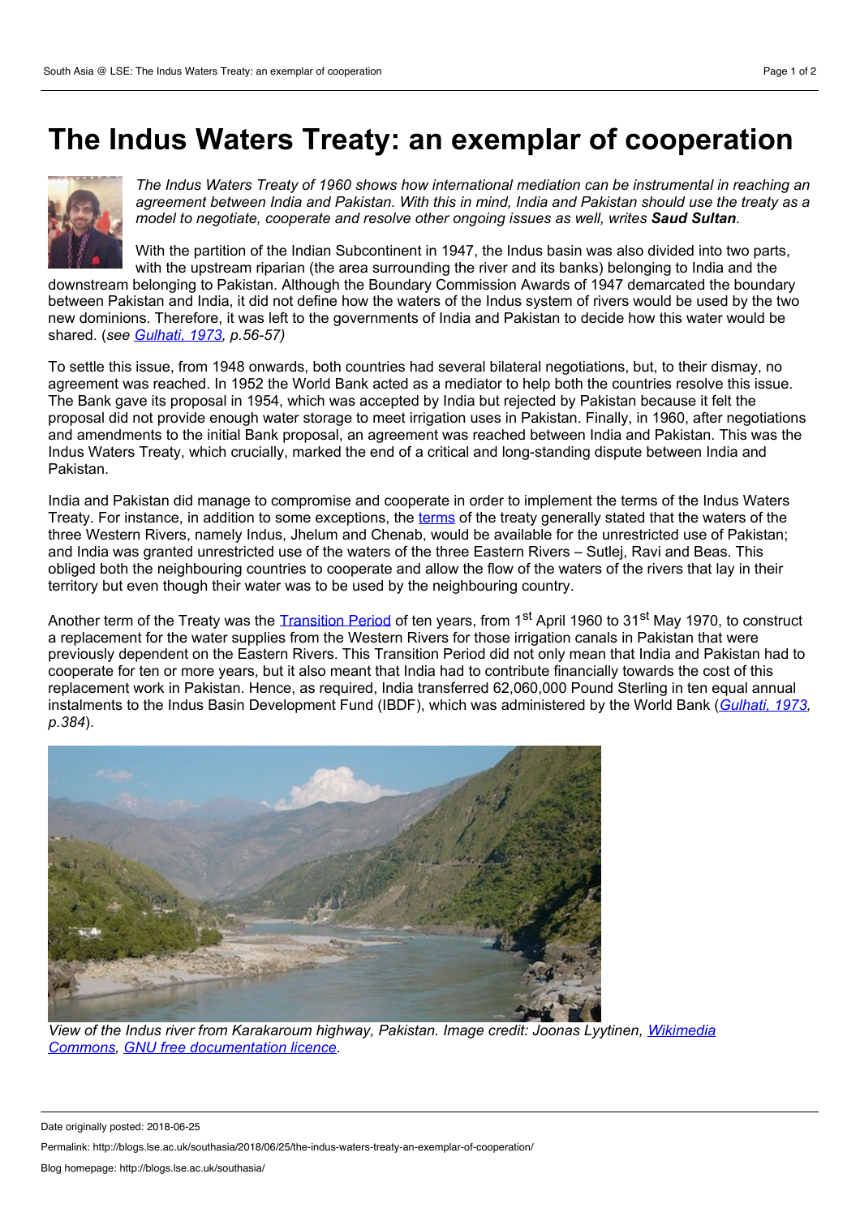# The Indus Waters Treaty: an exemplar of cooperation

*The Indus Waters Treaty of 1960 shows how international mediation can be instrumental in reaching an agreement between India and Pakistan. With this in mind, India and Pakistan should use the treaty as a model to negotiate, cooperate and resolve other ongoing issues as well, writes* ***Saud Sultan****.*

With the partition of the Indian Subcontinent in 1947, the Indus basin was also divided into two parts, with the upstream riparian (the area surrounding the river and its banks) belonging to India and the downstream belonging to Pakistan. Although the Boundary Commission Awards of 1947 demarcated the boundary between Pakistan and India, it did not define how the waters of the Indus system of rivers would be used by the two new dominions. Therefore, it was left to the governments of India and Pakistan to decide how this water would be shared. (*see Gulhati, 1973, p.56-57)*

To settle this issue, from 1948 onwards, both countries had several bilateral negotiations, but, to their dismay, no agreement was reached. In 1952 the World Bank acted as a mediator to help both the countries resolve this issue. The Bank gave its proposal in 1954, which was accepted by India but rejected by Pakistan because it felt the proposal did not provide enough water storage to meet irrigation uses in Pakistan. Finally, in 1960, after negotiations and amendments to the initial Bank proposal, an agreement was reached between India and Pakistan. This was the Indus Waters Treaty, which crucially, marked the end of a critical and long-standing dispute between India and Pakistan.

India and Pakistan did manage to compromise and cooperate in order to implement the terms of the Indus Waters Treaty. For instance, in addition to some exceptions, the terms of the treaty generally stated that the waters of the three Western Rivers, namely Indus, Jhelum and Chenab, would be available for the unrestricted use of Pakistan; and India was granted unrestricted use of the waters of the three Eastern Rivers – Sutlej, Ravi and Beas. This obliged both the neighbouring countries to cooperate and allow the flow of the waters of the rivers that lay in their territory but even though their water was to be used by the neighbouring country.

Another term of the Treaty was the Transition Period of ten years, from 1st April 1960 to 31st May 1970, to construct a replacement for the water supplies from the Western Rivers for those irrigation canals in Pakistan that were previously dependent on the Eastern Rivers. This Transition Period did not only mean that India and Pakistan had to cooperate for ten or more years, but it also meant that India had to contribute financially towards the cost of this replacement work in Pakistan. Hence, as required, India transferred 62,060,000 Pound Sterling in ten equal annual instalments to the Indus Basin Development Fund (IBDF), which was administered by the World Bank (*Gulhati, 1973, p.384*).

*View of the Indus river from Karakaroum highway, Pakistan. Image credit: Joonas Lyytinen, Wikimedia Commons, GNU free documentation licence.*

Date originally posted: 2018-06-25

Permalink: http://blogs.lse.ac.uk/southasia/2018/06/25/the-indus-waters-treaty-an-exemplar-of-cooperation/

Blog homepage: http://blogs.lse.ac.uk/southasia/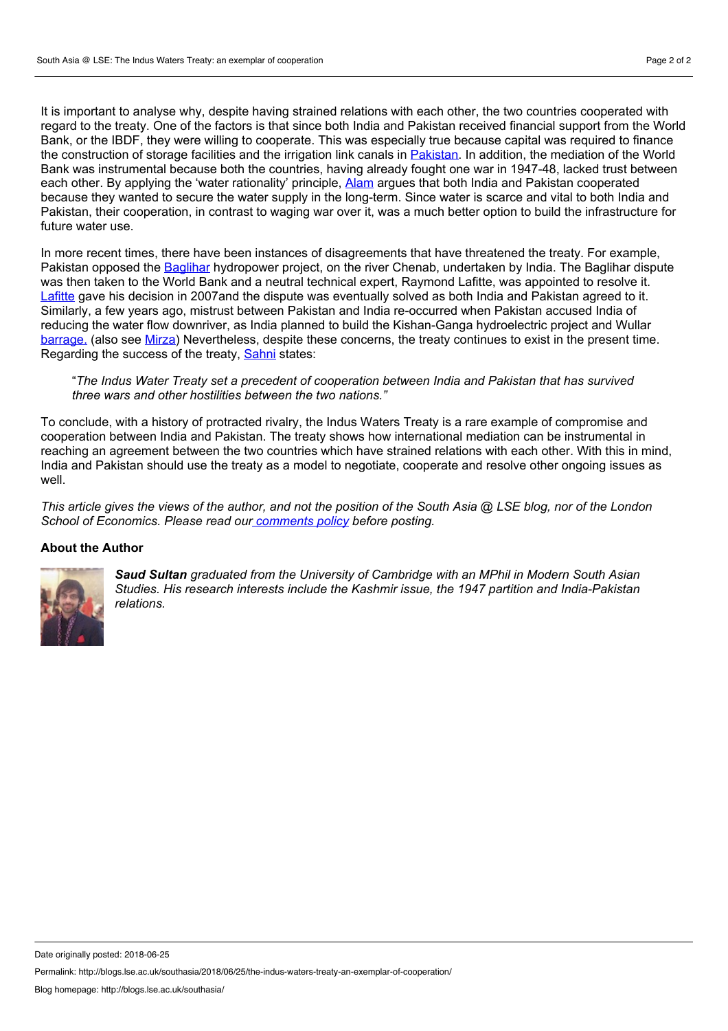It is important to analyse why, despite having strained relations with each other, the two countries cooperated with regard to the treaty. One of the factors is that since both India and Pakistan received financial support from the World Bank, or the IBDF, they were willing to cooperate. This was especially true because capital was required to finance the construction of storage facilities and the irrigation link canals in Pakistan. In addition, the mediation of the World Bank was instrumental because both the countries, having already fought one war in 1947-48, lacked trust between each other. By applying the 'water rationality' principle, Alam argues that both India and Pakistan cooperated because they wanted to secure the water supply in the long-term. Since water is scarce and vital to both India and Pakistan, their cooperation, in contrast to waging war over it, was a much better option to build the infrastructure for future water use.

In more recent times, there have been instances of disagreements that have threatened the treaty. For example, Pakistan opposed the Baglihar hydropower project, on the river Chenab, undertaken by India. The Baglihar dispute was then taken to the World Bank and a neutral technical expert, Raymond Lafitte, was appointed to resolve it. Lafitte gave his decision in 2007and the dispute was eventually solved as both India and Pakistan agreed to it. Similarly, a few years ago, mistrust between Pakistan and India re-occurred when Pakistan accused India of reducing the water flow downriver, as India planned to build the Kishan-Ganga hydroelectric project and Wullar barrage. (also see Mirza) Nevertheless, despite these concerns, the treaty continues to exist in the present time. Regarding the success of the treaty, Sahni states:

> "*The Indus Water Treaty set a precedent of cooperation between India and Pakistan that has survived three wars and other hostilities between the two nations."*

To conclude, with a history of protracted rivalry, the Indus Waters Treaty is a rare example of compromise and cooperation between India and Pakistan. The treaty shows how international mediation can be instrumental in reaching an agreement between the two countries which have strained relations with each other. With this in mind, India and Pakistan should use the treaty as a model to negotiate, cooperate and resolve other ongoing issues as well.

*This article gives the views of the author, and not the position of the South Asia @ LSE blog, nor of the London School of Economics. Please read our comments policy before posting.*

**About the Author**

***Saud Sultan*** *graduated from the University of Cambridge with an MPhil in Modern South Asian Studies. His research interests include the Kashmir issue, the 1947 partition and India-Pakistan relations.*

Date originally posted: 2018-06-25

Permalink: http://blogs.lse.ac.uk/southasia/2018/06/25/the-indus-waters-treaty-an-exemplar-of-cooperation/

Blog homepage: http://blogs.lse.ac.uk/southasia/